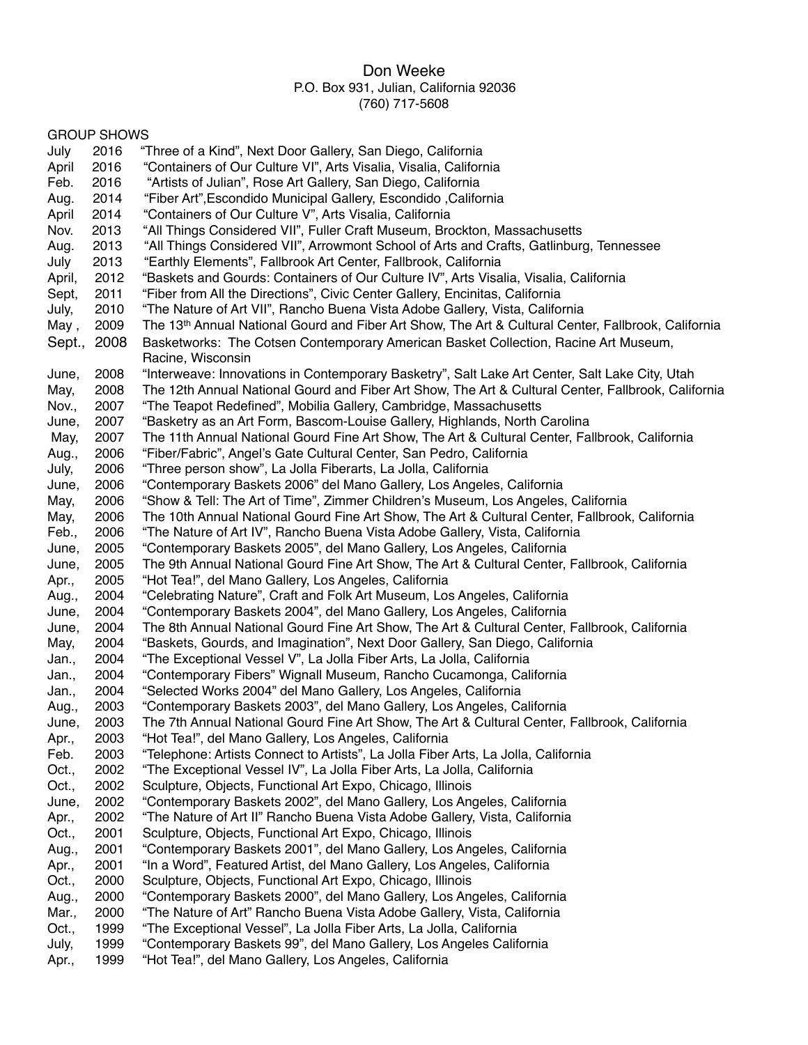Don Weeke
P.O. Box 931, Julian, California 92036
(760) 717-5608

GROUP SHOWS

July 2016 "Three of a Kind", Next Door Gallery, San Diego, California
April 2016 "Containers of Our Culture VI", Arts Visalia, Visalia, California
Feb. 2016 "Artists of Julian", Rose Art Gallery, San Diego, California
Aug. 2014 "Fiber Art",Escondido Municipal Gallery, Escondido ,California
April 2014 "Containers of Our Culture V", Arts Visalia, California
Nov. 2013 "All Things Considered VII", Fuller Craft Museum, Brockton, Massachusetts
Aug. 2013 "All Things Considered VII", Arrowmont School of Arts and Crafts, Gatlinburg, Tennessee
July 2013 "Earthly Elements", Fallbrook Art Center, Fallbrook, California
April, 2012 "Baskets and Gourds: Containers of Our Culture IV", Arts Visalia, Visalia, California
Sept, 2011 "Fiber from All the Directions", Civic Center Gallery, Encinitas, California
July, 2010 "The Nature of Art VII", Rancho Buena Vista Adobe Gallery, Vista, California
May , 2009 The 13th Annual National Gourd and Fiber Art Show, The Art & Cultural Center, Fallbrook, California
Sept., 2008 Basketworks: The Cotsen Contemporary American Basket Collection, Racine Art Museum, Racine, Wisconsin
June, 2008 "Interweave: Innovations in Contemporary Basketry", Salt Lake Art Center, Salt Lake City, Utah
May, 2008 The 12th Annual National Gourd and Fiber Art Show, The Art & Cultural Center, Fallbrook, California
Nov., 2007 "The Teapot Redefined", Mobilia Gallery, Cambridge, Massachusetts
June, 2007 "Basketry as an Art Form, Bascom-Louise Gallery, Highlands, North Carolina
May, 2007 The 11th Annual National Gourd Fine Art Show, The Art & Cultural Center, Fallbrook, California
Aug., 2006 "Fiber/Fabric", Angel's Gate Cultural Center, San Pedro, California
July, 2006 "Three person show", La Jolla Fiberarts, La Jolla, California
June, 2006 "Contemporary Baskets 2006" del Mano Gallery, Los Angeles, California
May, 2006 "Show & Tell: The Art of Time", Zimmer Children's Museum, Los Angeles, California
May, 2006 The 10th Annual National Gourd Fine Art Show, The Art & Cultural Center, Fallbrook, California
Feb., 2006 "The Nature of Art IV", Rancho Buena Vista Adobe Gallery, Vista, California
June, 2005 "Contemporary Baskets 2005", del Mano Gallery, Los Angeles, California
June, 2005 The 9th Annual National Gourd Fine Art Show, The Art & Cultural Center, Fallbrook, California
Apr., 2005 "Hot Tea!", del Mano Gallery, Los Angeles, California
Aug., 2004 "Celebrating Nature", Craft and Folk Art Museum, Los Angeles, California
June, 2004 "Contemporary Baskets 2004", del Mano Gallery, Los Angeles, California
June, 2004 The 8th Annual National Gourd Fine Art Show, The Art & Cultural Center, Fallbrook, California
May, 2004 "Baskets, Gourds, and Imagination", Next Door Gallery, San Diego, California
Jan., 2004 "The Exceptional Vessel V", La Jolla Fiber Arts, La Jolla, California
Jan., 2004 "Contemporary Fibers" Wignall Museum, Rancho Cucamonga, California
Jan., 2004 "Selected Works 2004" del Mano Gallery, Los Angeles, California
Aug., 2003 "Contemporary Baskets 2003", del Mano Gallery, Los Angeles, California
June, 2003 The 7th Annual National Gourd Fine Art Show, The Art & Cultural Center, Fallbrook, California
Apr., 2003 "Hot Tea!", del Mano Gallery, Los Angeles, California
Feb. 2003 "Telephone: Artists Connect to Artists", La Jolla Fiber Arts, La Jolla, California
Oct., 2002 "The Exceptional Vessel IV", La Jolla Fiber Arts, La Jolla, California
Oct., 2002 Sculpture, Objects, Functional Art Expo, Chicago, Illinois
June, 2002 "Contemporary Baskets 2002", del Mano Gallery, Los Angeles, California
Apr., 2002 "The Nature of Art II" Rancho Buena Vista Adobe Gallery, Vista, California
Oct., 2001 Sculpture, Objects, Functional Art Expo, Chicago, Illinois
Aug., 2001 "Contemporary Baskets 2001", del Mano Gallery, Los Angeles, California
Apr., 2001 "In a Word", Featured Artist, del Mano Gallery, Los Angeles, California
Oct., 2000 Sculpture, Objects, Functional Art Expo, Chicago, Illinois
Aug., 2000 "Contemporary Baskets 2000", del Mano Gallery, Los Angeles, California
Mar., 2000 "The Nature of Art" Rancho Buena Vista Adobe Gallery, Vista, California
Oct., 1999 "The Exceptional Vessel", La Jolla Fiber Arts, La Jolla, California
July, 1999 "Contemporary Baskets 99", del Mano Gallery, Los Angeles California
Apr., 1999 "Hot Tea!", del Mano Gallery, Los Angeles, California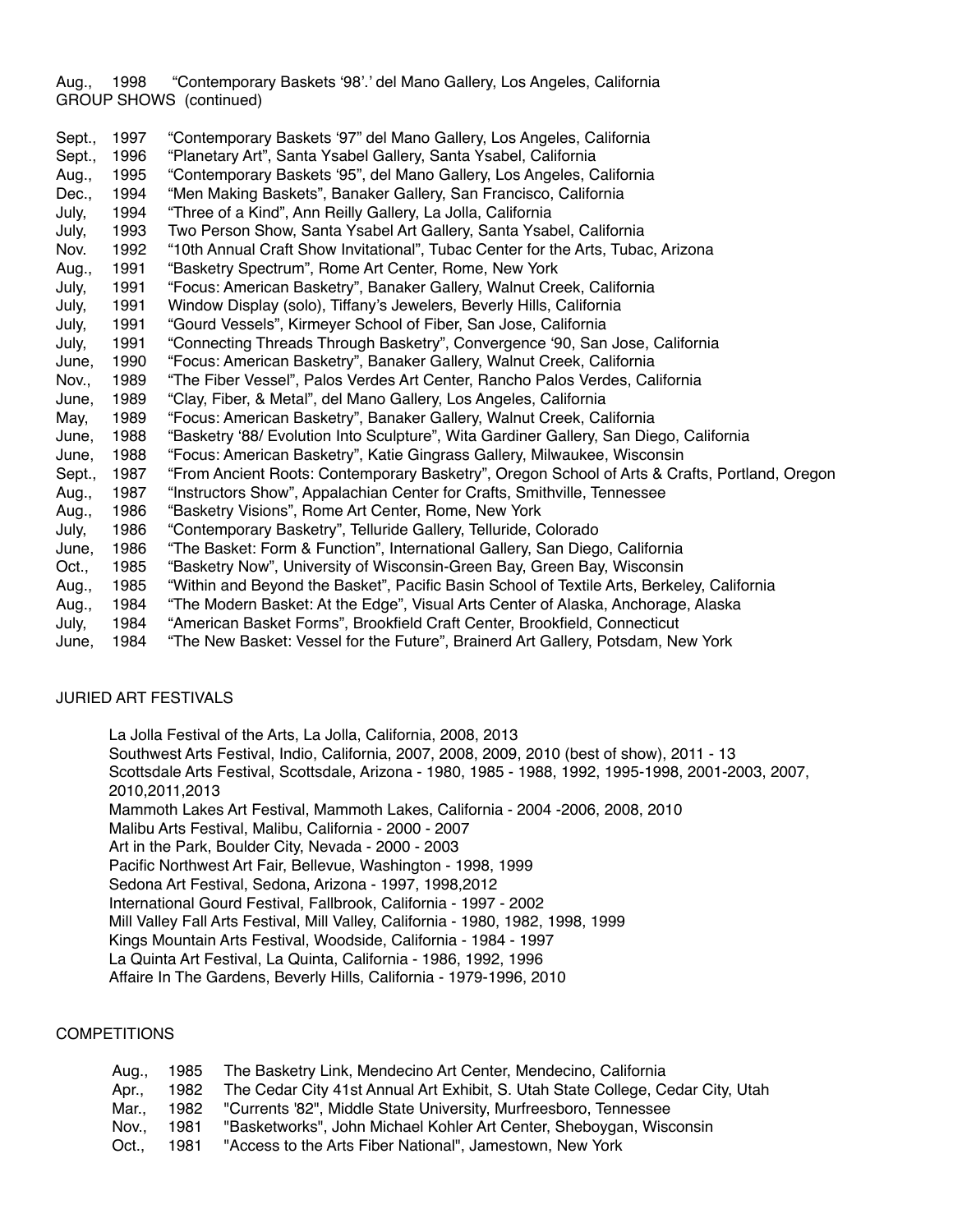Aug., 1998 "Contemporary Baskets '98'.' del Mano Gallery, Los Angeles, California

GROUP SHOWS (continued)

Sept., 1997 "Contemporary Baskets '97" del Mano Gallery, Los Angeles, California
Sept., 1996 "Planetary Art", Santa Ysabel Gallery, Santa Ysabel, California
Aug., 1995 "Contemporary Baskets '95", del Mano Gallery, Los Angeles, California
Dec., 1994 "Men Making Baskets", Banaker Gallery, San Francisco, California
July, 1994 "Three of a Kind", Ann Reilly Gallery, La Jolla, California
July, 1993 Two Person Show, Santa Ysabel Art Gallery, Santa Ysabel, California
Nov. 1992 "10th Annual Craft Show Invitational", Tubac Center for the Arts, Tubac, Arizona
Aug., 1991 "Basketry Spectrum", Rome Art Center, Rome, New York
July, 1991 "Focus: American Basketry", Banaker Gallery, Walnut Creek, California
July, 1991 Window Display (solo), Tiffany's Jewelers, Beverly Hills, California
July, 1991 "Gourd Vessels", Kirmeyer School of Fiber, San Jose, California
July, 1991 "Connecting Threads Through Basketry", Convergence '90, San Jose, California
June, 1990 "Focus: American Basketry", Banaker Gallery, Walnut Creek, California
Nov., 1989 "The Fiber Vessel", Palos Verdes Art Center, Rancho Palos Verdes, California
June, 1989 "Clay, Fiber, & Metal", del Mano Gallery, Los Angeles, California
May, 1989 "Focus: American Basketry", Banaker Gallery, Walnut Creek, California
June, 1988 "Basketry '88/ Evolution Into Sculpture", Wita Gardiner Gallery, San Diego, California
June, 1988 "Focus: American Basketry", Katie Gingrass Gallery, Milwaukee, Wisconsin
Sept., 1987 "From Ancient Roots: Contemporary Basketry", Oregon School of Arts & Crafts, Portland, Oregon
Aug., 1987 "Instructors Show", Appalachian Center for Crafts, Smithville, Tennessee
Aug., 1986 "Basketry Visions", Rome Art Center, Rome, New York
July, 1986 "Contemporary Basketry", Telluride Gallery, Telluride, Colorado
June, 1986 "The Basket: Form & Function", International Gallery, San Diego, California
Oct., 1985 "Basketry Now", University of Wisconsin-Green Bay, Green Bay, Wisconsin
Aug., 1985 "Within and Beyond the Basket", Pacific Basin School of Textile Arts, Berkeley, California
Aug., 1984 "The Modern Basket: At the Edge", Visual Arts Center of Alaska, Anchorage, Alaska
July, 1984 "American Basket Forms", Brookfield Craft Center, Brookfield, Connecticut
June, 1984 "The New Basket: Vessel for the Future", Brainerd Art Gallery, Potsdam, New York

JURIED ART FESTIVALS

La Jolla Festival of the Arts, La Jolla, California, 2008, 2013
Southwest Arts Festival, Indio, California, 2007, 2008, 2009, 2010 (best of show), 2011 - 13
Scottsdale Arts Festival, Scottsdale, Arizona - 1980, 1985 - 1988, 1992, 1995-1998, 2001-2003, 2007, 2010,2011,2013
Mammoth Lakes Art Festival, Mammoth Lakes, California - 2004 -2006, 2008, 2010
Malibu Arts Festival, Malibu, California - 2000 - 2007
Art in the Park, Boulder City, Nevada - 2000 - 2003
Pacific Northwest Art Fair, Bellevue, Washington - 1998, 1999
Sedona Art Festival, Sedona, Arizona - 1997, 1998,2012
International Gourd Festival, Fallbrook, California - 1997 - 2002
Mill Valley Fall Arts Festival, Mill Valley, California - 1980, 1982, 1998, 1999
Kings Mountain Arts Festival, Woodside, California - 1984 - 1997
La Quinta Art Festival, La Quinta, California - 1986, 1992, 1996
Affaire In The Gardens, Beverly Hills, California - 1979-1996, 2010

COMPETITIONS

Aug., 1985 The Basketry Link, Mendecino Art Center, Mendecino, California
Apr., 1982 The Cedar City 41st Annual Art Exhibit, S. Utah State College, Cedar City, Utah
Mar., 1982 "Currents '82", Middle State University, Murfreesboro, Tennessee
Nov., 1981 "Basketworks", John Michael Kohler Art Center, Sheboygan, Wisconsin
Oct., 1981 "Access to the Arts Fiber National", Jamestown, New York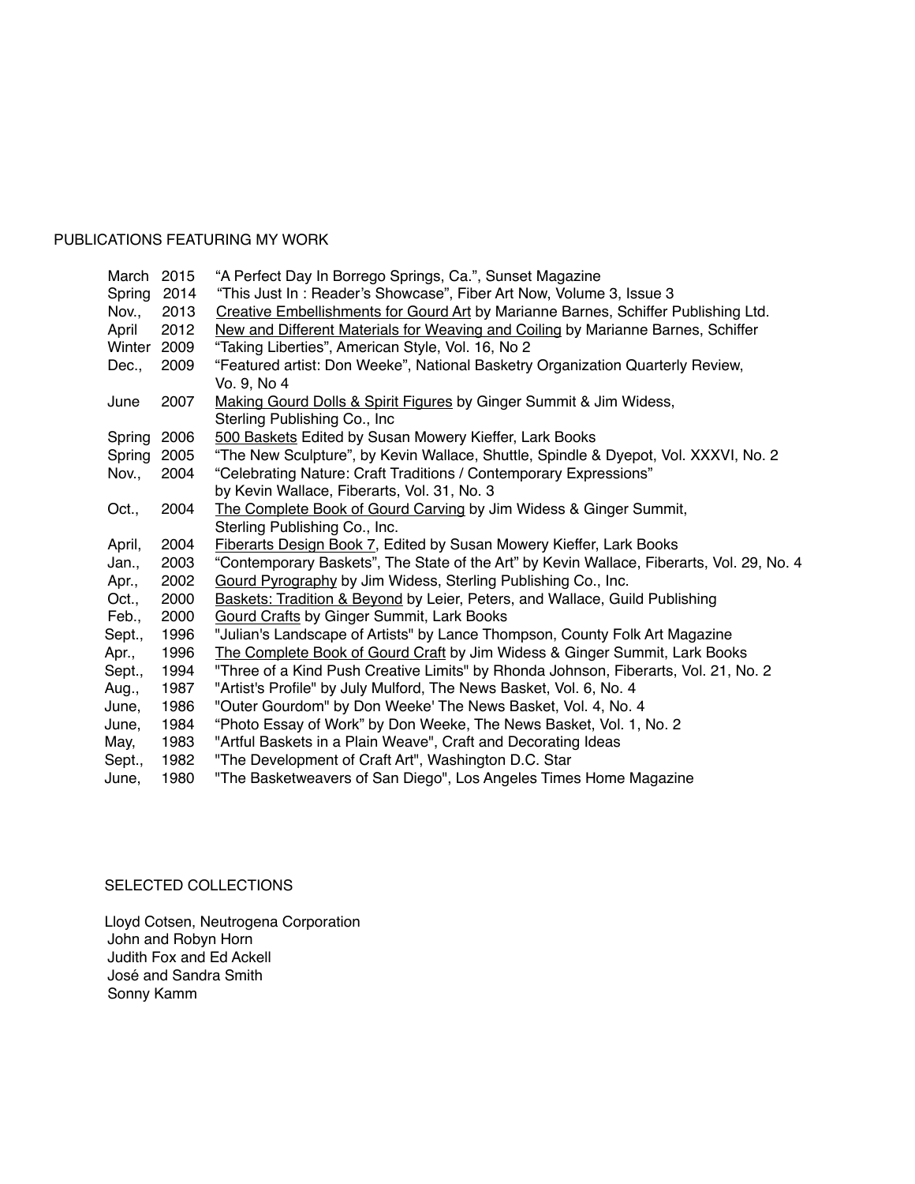PUBLICATIONS FEATURING MY WORK

| | | |
|---|---|---|
| March | 2015 | “A Perfect Day In Borrego Springs, Ca.”, Sunset Magazine |
| Spring | 2014 | “This Just In : Reader’s Showcase”, Fiber Art Now, Volume 3, Issue 3 |
| Nov., | 2013 | <u>Creative Embellishments for Gourd Art</u> by Marianne Barnes, Schiffer Publishing Ltd. |
| April | 2012 | <u>New and Different Materials for Weaving and Coiling</u> by Marianne Barnes, Schiffer |
| Winter | 2009 | “Taking Liberties”, American Style, Vol. 16, No 2 |
| Dec., | 2009 | “Featured artist: Don Weeke”, National Basketry Organization Quarterly Review, Vo. 9, No 4 |
| June | 2007 | <u>Making Gourd Dolls & Spirit Figures</u> by Ginger Summit & Jim Widess, Sterling Publishing Co., Inc |
| Spring | 2006 | <u>500 Baskets</u> Edited by Susan Mowery Kieffer, Lark Books |
| Spring | 2005 | “The New Sculpture”, by Kevin Wallace, Shuttle, Spindle & Dyepot, Vol. XXXVI, No. 2 |
| Nov., | 2004 | “Celebrating Nature: Craft Traditions / Contemporary Expressions” by Kevin Wallace, Fiberarts, Vol. 31, No. 3 |
| Oct., | 2004 | <u>The Complete Book of Gourd Carving</u> by Jim Widess & Ginger Summit, Sterling Publishing Co., Inc. |
| April, | 2004 | <u>Fiberarts Design Book 7</u>, Edited by Susan Mowery Kieffer, Lark Books |
| Jan., | 2003 | “Contemporary Baskets”, The State of the Art” by Kevin Wallace, Fiberarts, Vol. 29, No. 4 |
| Apr., | 2002 | <u>Gourd Pyrography</u> by Jim Widess, Sterling Publishing Co., Inc. |
| Oct., | 2000 | <u>Baskets: Tradition & Beyond</u> by Leier, Peters, and Wallace, Guild Publishing |
| Feb., | 2000 | <u>Gourd Crafts</u> by Ginger Summit, Lark Books |
| Sept., | 1996 | "Julian's Landscape of Artists" by Lance Thompson, County Folk Art Magazine |
| Apr., | 1996 | <u>The Complete Book of Gourd Craft</u> by Jim Widess & Ginger Summit, Lark Books |
| Sept., | 1994 | "Three of a Kind Push Creative Limits" by Rhonda Johnson, Fiberarts, Vol. 21, No. 2 |
| Aug., | 1987 | "Artist's Profile" by July Mulford, The News Basket, Vol. 6, No. 4 |
| June, | 1986 | "Outer Gourdom" by Don Weeke' The News Basket, Vol. 4, No. 4 |
| June, | 1984 | “Photo Essay of Work” by Don Weeke, The News Basket, Vol. 1, No. 2 |
| May, | 1983 | "Artful Baskets in a Plain Weave", Craft and Decorating Ideas |
| Sept., | 1982 | "The Development of Craft Art", Washington D.C. Star |
| June, | 1980 | "The Basketweavers of San Diego", Los Angeles Times Home Magazine |

SELECTED COLLECTIONS

Lloyd Cotsen, Neutrogena Corporation
John and Robyn Horn
Judith Fox and Ed Ackell
José and Sandra Smith
Sonny Kamm